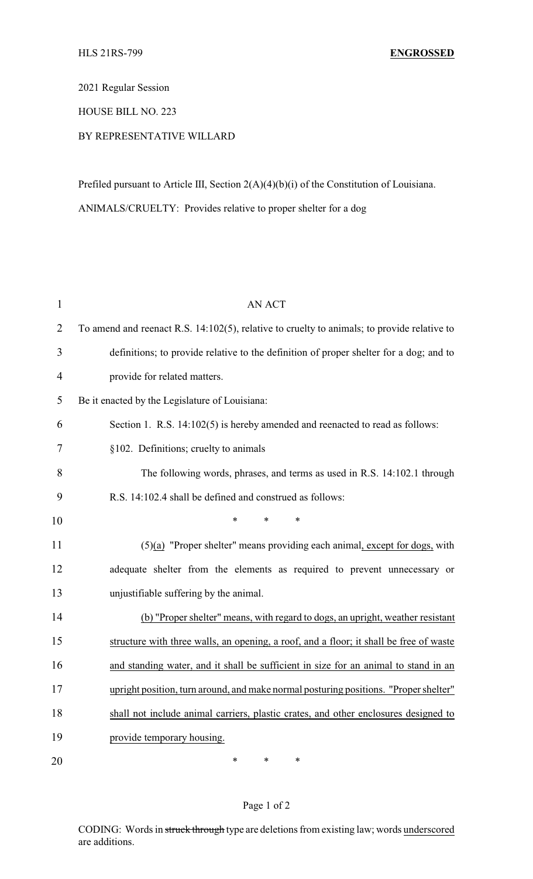HLS 21RS-799 **ENGROSSED**

2021 Regular Session

HOUSE BILL NO. 223

BY REPRESENTATIVE WILLARD

Prefiled pursuant to Article III, Section 2(A)(4)(b)(i) of the Constitution of Louisiana.

ANIMALS/CRUELTY: Provides relative to proper shelter for a dog

AN ACT

To amend and reenact R.S. 14:102(5), relative to cruelty to animals; to provide relative to definitions; to provide relative to the definition of proper shelter for a dog; and to provide for related matters.

Be it enacted by the Legislature of Louisiana:

Section 1. R.S. 14:102(5) is hereby amended and reenacted to read as follows:

§102. Definitions; cruelty to animals

The following words, phrases, and terms as used in R.S. 14:102.1 through R.S. 14:102.4 shall be defined and construed as follows:

\* \* \*

(5)<u>(a)</u> "Proper shelter" means providing each animal<u>, except for dogs,</u> with adequate shelter from the elements as required to prevent unnecessary or unjustifiable suffering by the animal.

<u>(b) "Proper shelter" means, with regard to dogs, an upright, weather resistant structure with three walls, an opening, a roof, and a floor; it shall be free of waste and standing water, and it shall be sufficient in size for an animal to stand in an upright position, turn around, and make normal posturing positions. "Proper shelter" shall not include animal carriers, plastic crates, and other enclosures designed to provide temporary housing.</u>

\* \* \*

CODING: Words in ~~struck through~~ type are deletions from existing law; words <u>underscored</u> are additions.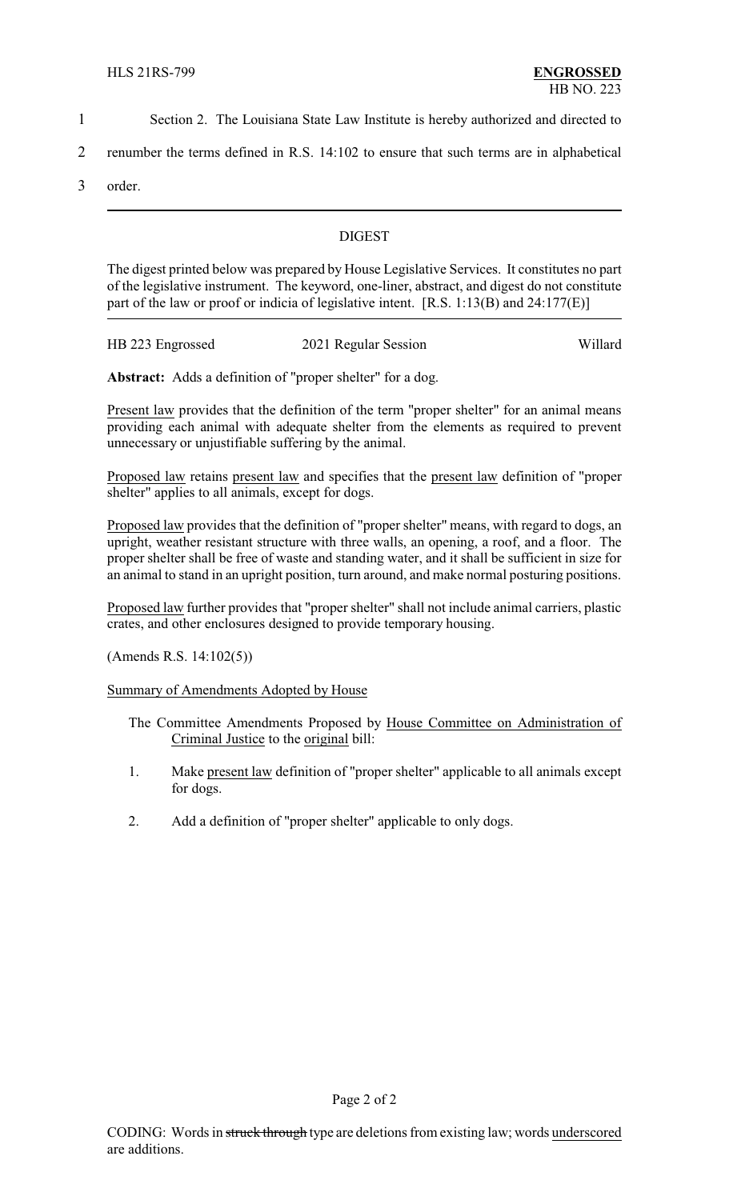Section 2. The Louisiana State Law Institute is hereby authorized and directed to renumber the terms defined in R.S. 14:102 to ensure that such terms are in alphabetical order.

---

## DIGEST

The digest printed below was prepared by House Legislative Services. It constitutes no part of the legislative instrument. The keyword, one-liner, abstract, and digest do not constitute part of the law or proof or indicia of legislative intent. [R.S. 1:13(B) and 24:177(E)]

| HB 223 Engrossed | 2021 Regular Session | Willard |
|---|---|---|

**Abstract:** Adds a definition of "proper shelter" for a dog.

Present law provides that the definition of the term "proper shelter" for an animal means providing each animal with adequate shelter from the elements as required to prevent unnecessary or unjustifiable suffering by the animal.

Proposed law retains present law and specifies that the present law definition of "proper shelter" applies to all animals, except for dogs.

Proposed law provides that the definition of "proper shelter" means, with regard to dogs, an upright, weather resistant structure with three walls, an opening, a roof, and a floor. The proper shelter shall be free of waste and standing water, and it shall be sufficient in size for an animal to stand in an upright position, turn around, and make normal posturing positions.

Proposed law further provides that "proper shelter" shall not include animal carriers, plastic crates, and other enclosures designed to provide temporary housing.

(Amends R.S. 14:102(5))

Summary of Amendments Adopted by House

The Committee Amendments Proposed by House Committee on Administration of Criminal Justice to the original bill:

1. Make present law definition of "proper shelter" applicable to all animals except for dogs.
2. Add a definition of "proper shelter" applicable to only dogs.

CODING: Words in ~~struck through~~ type are deletions from existing law; words underscored are additions.